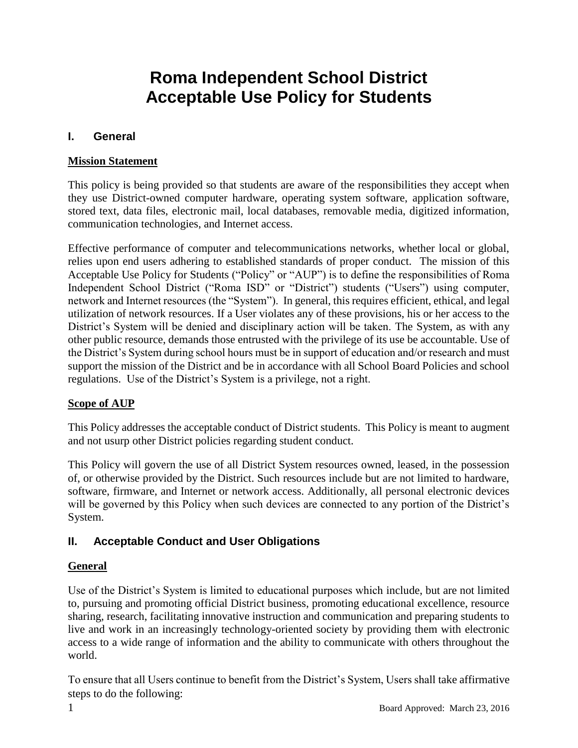# Roma Independent School District
# Acceptable Use Policy for Students

## I. General

### Mission Statement

This policy is being provided so that students are aware of the responsibilities they accept when they use District-owned computer hardware, operating system software, application software, stored text, data files, electronic mail, local databases, removable media, digitized information, communication technologies, and Internet access.

Effective performance of computer and telecommunications networks, whether local or global, relies upon end users adhering to established standards of proper conduct. The mission of this Acceptable Use Policy for Students ("Policy" or "AUP") is to define the responsibilities of Roma Independent School District ("Roma ISD" or "District") students ("Users") using computer, network and Internet resources (the "System"). In general, this requires efficient, ethical, and legal utilization of network resources. If a User violates any of these provisions, his or her access to the District's System will be denied and disciplinary action will be taken. The System, as with any other public resource, demands those entrusted with the privilege of its use be accountable. Use of the District's System during school hours must be in support of education and/or research and must support the mission of the District and be in accordance with all School Board Policies and school regulations. Use of the District's System is a privilege, not a right.

### Scope of AUP

This Policy addresses the acceptable conduct of District students. This Policy is meant to augment and not usurp other District policies regarding student conduct.

This Policy will govern the use of all District System resources owned, leased, in the possession of, or otherwise provided by the District. Such resources include but are not limited to hardware, software, firmware, and Internet or network access. Additionally, all personal electronic devices will be governed by this Policy when such devices are connected to any portion of the District's System.

## II. Acceptable Conduct and User Obligations

### General

Use of the District's System is limited to educational purposes which include, but are not limited to, pursuing and promoting official District business, promoting educational excellence, resource sharing, research, facilitating innovative instruction and communication and preparing students to live and work in an increasingly technology-oriented society by providing them with electronic access to a wide range of information and the ability to communicate with others throughout the world.

To ensure that all Users continue to benefit from the District's System, Users shall take affirmative steps to do the following: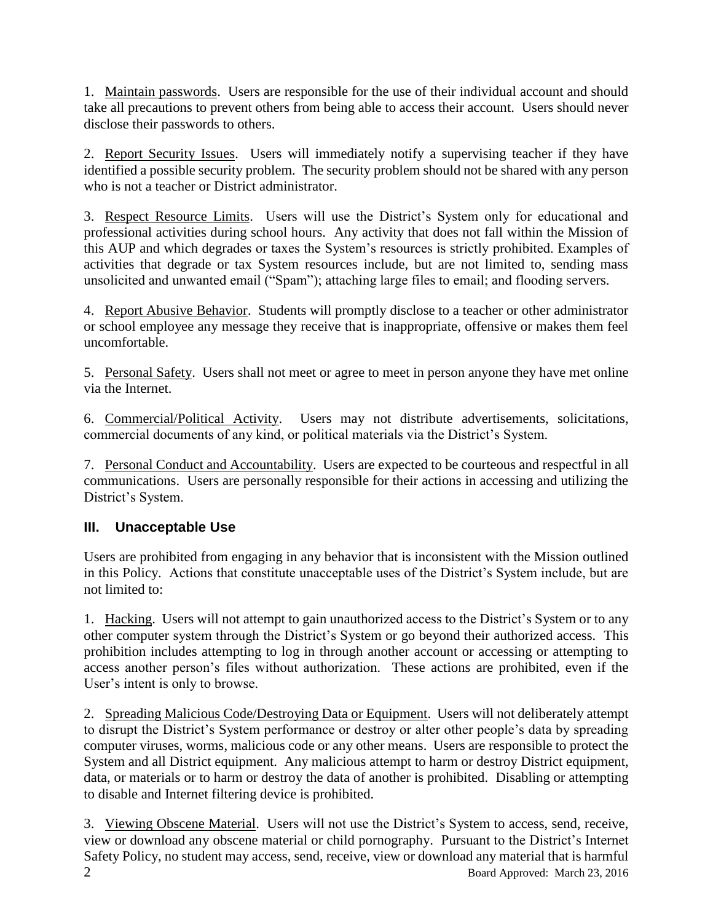1. Maintain passwords. Users are responsible for the use of their individual account and should take all precautions to prevent others from being able to access their account. Users should never disclose their passwords to others.

2. Report Security Issues. Users will immediately notify a supervising teacher if they have identified a possible security problem. The security problem should not be shared with any person who is not a teacher or District administrator.

3. Respect Resource Limits. Users will use the District's System only for educational and professional activities during school hours. Any activity that does not fall within the Mission of this AUP and which degrades or taxes the System's resources is strictly prohibited. Examples of activities that degrade or tax System resources include, but are not limited to, sending mass unsolicited and unwanted email ("Spam"); attaching large files to email; and flooding servers.

4. Report Abusive Behavior. Students will promptly disclose to a teacher or other administrator or school employee any message they receive that is inappropriate, offensive or makes them feel uncomfortable.

5. Personal Safety. Users shall not meet or agree to meet in person anyone they have met online via the Internet.

6. Commercial/Political Activity. Users may not distribute advertisements, solicitations, commercial documents of any kind, or political materials via the District's System.

7. Personal Conduct and Accountability. Users are expected to be courteous and respectful in all communications. Users are personally responsible for their actions in accessing and utilizing the District's System.

## III. Unacceptable Use

Users are prohibited from engaging in any behavior that is inconsistent with the Mission outlined in this Policy. Actions that constitute unacceptable uses of the District's System include, but are not limited to:

1. Hacking. Users will not attempt to gain unauthorized access to the District's System or to any other computer system through the District's System or go beyond their authorized access. This prohibition includes attempting to log in through another account or accessing or attempting to access another person's files without authorization. These actions are prohibited, even if the User's intent is only to browse.

2. Spreading Malicious Code/Destroying Data or Equipment. Users will not deliberately attempt to disrupt the District's System performance or destroy or alter other people's data by spreading computer viruses, worms, malicious code or any other means. Users are responsible to protect the System and all District equipment. Any malicious attempt to harm or destroy District equipment, data, or materials or to harm or destroy the data of another is prohibited. Disabling or attempting to disable and Internet filtering device is prohibited.

3. Viewing Obscene Material. Users will not use the District's System to access, send, receive, view or download any obscene material or child pornography. Pursuant to the District's Internet Safety Policy, no student may access, send, receive, view or download any material that is harmful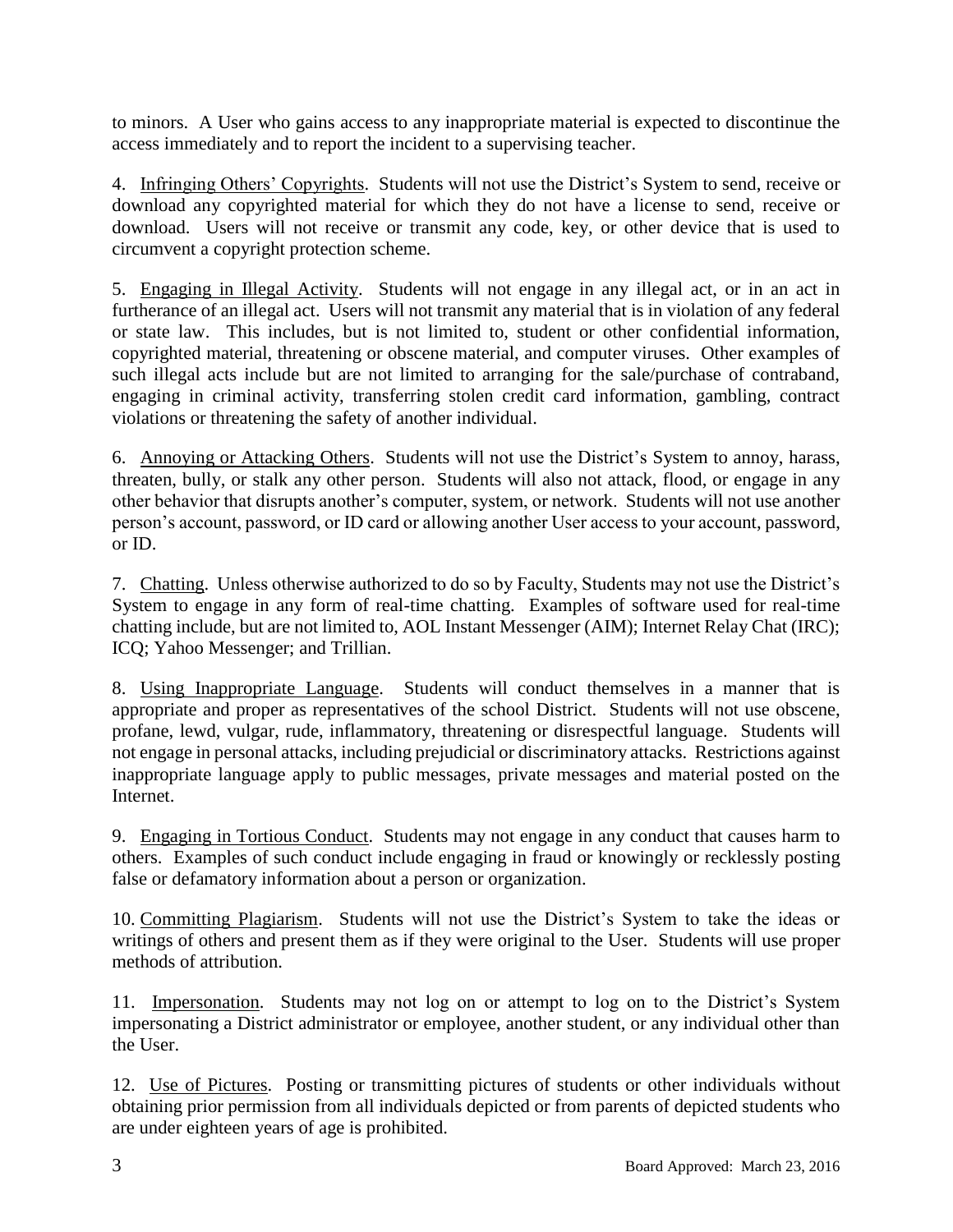to minors. A User who gains access to any inappropriate material is expected to discontinue the access immediately and to report the incident to a supervising teacher.

4. Infringing Others' Copyrights. Students will not use the District's System to send, receive or download any copyrighted material for which they do not have a license to send, receive or download. Users will not receive or transmit any code, key, or other device that is used to circumvent a copyright protection scheme.

5. Engaging in Illegal Activity. Students will not engage in any illegal act, or in an act in furtherance of an illegal act. Users will not transmit any material that is in violation of any federal or state law. This includes, but is not limited to, student or other confidential information, copyrighted material, threatening or obscene material, and computer viruses. Other examples of such illegal acts include but are not limited to arranging for the sale/purchase of contraband, engaging in criminal activity, transferring stolen credit card information, gambling, contract violations or threatening the safety of another individual.

6. Annoying or Attacking Others. Students will not use the District's System to annoy, harass, threaten, bully, or stalk any other person. Students will also not attack, flood, or engage in any other behavior that disrupts another's computer, system, or network. Students will not use another person's account, password, or ID card or allowing another User access to your account, password, or ID.

7. Chatting. Unless otherwise authorized to do so by Faculty, Students may not use the District's System to engage in any form of real-time chatting. Examples of software used for real-time chatting include, but are not limited to, AOL Instant Messenger (AIM); Internet Relay Chat (IRC); ICQ; Yahoo Messenger; and Trillian.

8. Using Inappropriate Language. Students will conduct themselves in a manner that is appropriate and proper as representatives of the school District. Students will not use obscene, profane, lewd, vulgar, rude, inflammatory, threatening or disrespectful language. Students will not engage in personal attacks, including prejudicial or discriminatory attacks. Restrictions against inappropriate language apply to public messages, private messages and material posted on the Internet.

9. Engaging in Tortious Conduct. Students may not engage in any conduct that causes harm to others. Examples of such conduct include engaging in fraud or knowingly or recklessly posting false or defamatory information about a person or organization.

10. Committing Plagiarism. Students will not use the District's System to take the ideas or writings of others and present them as if they were original to the User. Students will use proper methods of attribution.

11. Impersonation. Students may not log on or attempt to log on to the District's System impersonating a District administrator or employee, another student, or any individual other than the User.

12. Use of Pictures. Posting or transmitting pictures of students or other individuals without obtaining prior permission from all individuals depicted or from parents of depicted students who are under eighteen years of age is prohibited.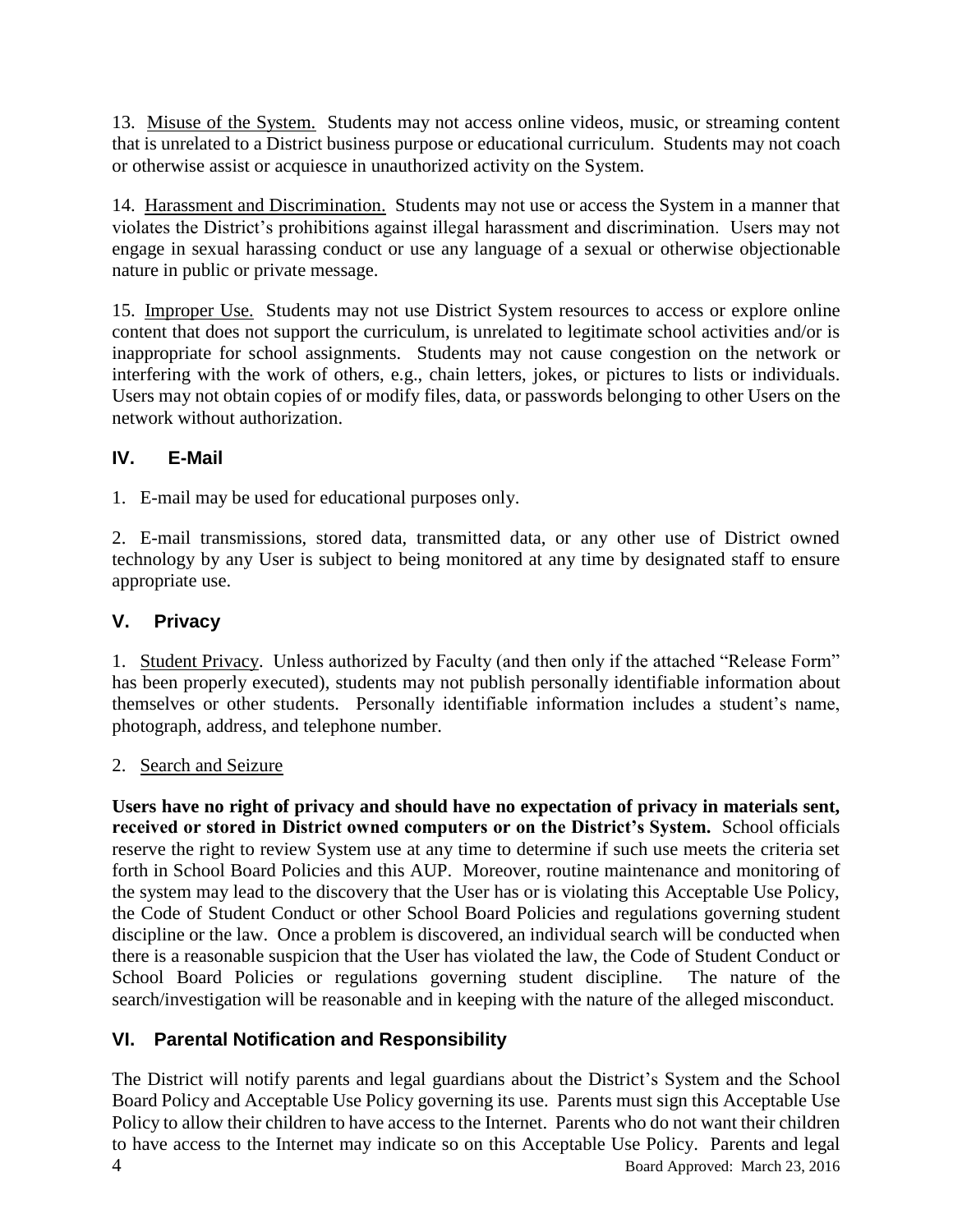13. Misuse of the System. Students may not access online videos, music, or streaming content that is unrelated to a District business purpose or educational curriculum. Students may not coach or otherwise assist or acquiesce in unauthorized activity on the System.

14. Harassment and Discrimination. Students may not use or access the System in a manner that violates the District's prohibitions against illegal harassment and discrimination. Users may not engage in sexual harassing conduct or use any language of a sexual or otherwise objectionable nature in public or private message.

15. Improper Use. Students may not use District System resources to access or explore online content that does not support the curriculum, is unrelated to legitimate school activities and/or is inappropriate for school assignments. Students may not cause congestion on the network or interfering with the work of others, e.g., chain letters, jokes, or pictures to lists or individuals. Users may not obtain copies of or modify files, data, or passwords belonging to other Users on the network without authorization.

## IV. E-Mail

1. E-mail may be used for educational purposes only.

2. E-mail transmissions, stored data, transmitted data, or any other use of District owned technology by any User is subject to being monitored at any time by designated staff to ensure appropriate use.

## V. Privacy

1. Student Privacy. Unless authorized by Faculty (and then only if the attached "Release Form" has been properly executed), students may not publish personally identifiable information about themselves or other students. Personally identifiable information includes a student's name, photograph, address, and telephone number.

2. Search and Seizure

**Users have no right of privacy and should have no expectation of privacy in materials sent, received or stored in District owned computers or on the District's System.** School officials reserve the right to review System use at any time to determine if such use meets the criteria set forth in School Board Policies and this AUP. Moreover, routine maintenance and monitoring of the system may lead to the discovery that the User has or is violating this Acceptable Use Policy, the Code of Student Conduct or other School Board Policies and regulations governing student discipline or the law. Once a problem is discovered, an individual search will be conducted when there is a reasonable suspicion that the User has violated the law, the Code of Student Conduct or School Board Policies or regulations governing student discipline. The nature of the search/investigation will be reasonable and in keeping with the nature of the alleged misconduct.

## VI. Parental Notification and Responsibility

The District will notify parents and legal guardians about the District's System and the School Board Policy and Acceptable Use Policy governing its use. Parents must sign this Acceptable Use Policy to allow their children to have access to the Internet. Parents who do not want their children to have access to the Internet may indicate so on this Acceptable Use Policy. Parents and legal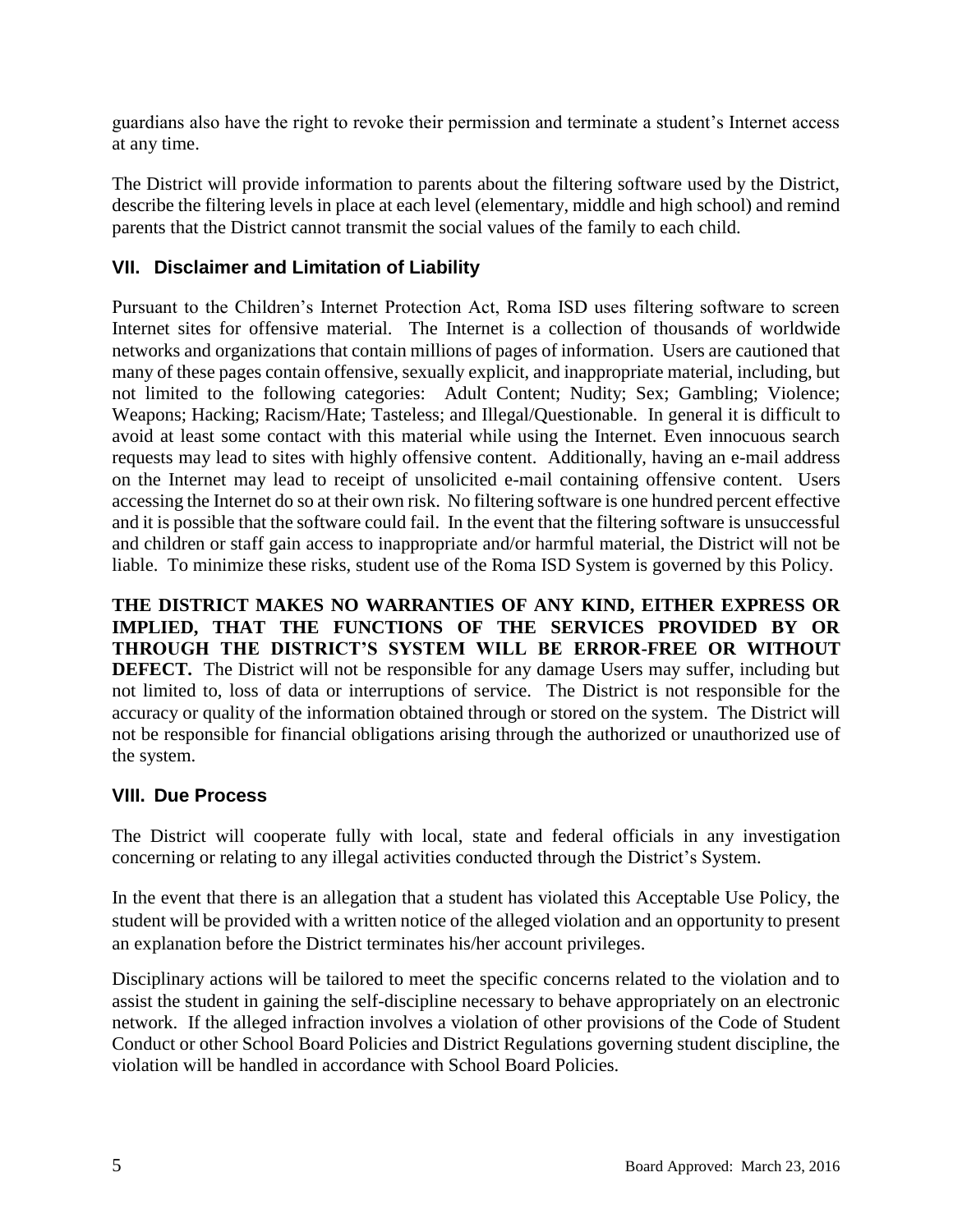guardians also have the right to revoke their permission and terminate a student's Internet access at any time.

The District will provide information to parents about the filtering software used by the District, describe the filtering levels in place at each level (elementary, middle and high school) and remind parents that the District cannot transmit the social values of the family to each child.

## VII. Disclaimer and Limitation of Liability

Pursuant to the Children's Internet Protection Act, Roma ISD uses filtering software to screen Internet sites for offensive material. The Internet is a collection of thousands of worldwide networks and organizations that contain millions of pages of information. Users are cautioned that many of these pages contain offensive, sexually explicit, and inappropriate material, including, but not limited to the following categories: Adult Content; Nudity; Sex; Gambling; Violence; Weapons; Hacking; Racism/Hate; Tasteless; and Illegal/Questionable. In general it is difficult to avoid at least some contact with this material while using the Internet. Even innocuous search requests may lead to sites with highly offensive content. Additionally, having an e-mail address on the Internet may lead to receipt of unsolicited e-mail containing offensive content. Users accessing the Internet do so at their own risk. No filtering software is one hundred percent effective and it is possible that the software could fail. In the event that the filtering software is unsuccessful and children or staff gain access to inappropriate and/or harmful material, the District will not be liable. To minimize these risks, student use of the Roma ISD System is governed by this Policy.

**THE DISTRICT MAKES NO WARRANTIES OF ANY KIND, EITHER EXPRESS OR IMPLIED, THAT THE FUNCTIONS OF THE SERVICES PROVIDED BY OR THROUGH THE DISTRICT'S SYSTEM WILL BE ERROR-FREE OR WITHOUT DEFECT.** The District will not be responsible for any damage Users may suffer, including but not limited to, loss of data or interruptions of service. The District is not responsible for the accuracy or quality of the information obtained through or stored on the system. The District will not be responsible for financial obligations arising through the authorized or unauthorized use of the system.

## VIII. Due Process

The District will cooperate fully with local, state and federal officials in any investigation concerning or relating to any illegal activities conducted through the District's System.

In the event that there is an allegation that a student has violated this Acceptable Use Policy, the student will be provided with a written notice of the alleged violation and an opportunity to present an explanation before the District terminates his/her account privileges.

Disciplinary actions will be tailored to meet the specific concerns related to the violation and to assist the student in gaining the self-discipline necessary to behave appropriately on an electronic network. If the alleged infraction involves a violation of other provisions of the Code of Student Conduct or other School Board Policies and District Regulations governing student discipline, the violation will be handled in accordance with School Board Policies.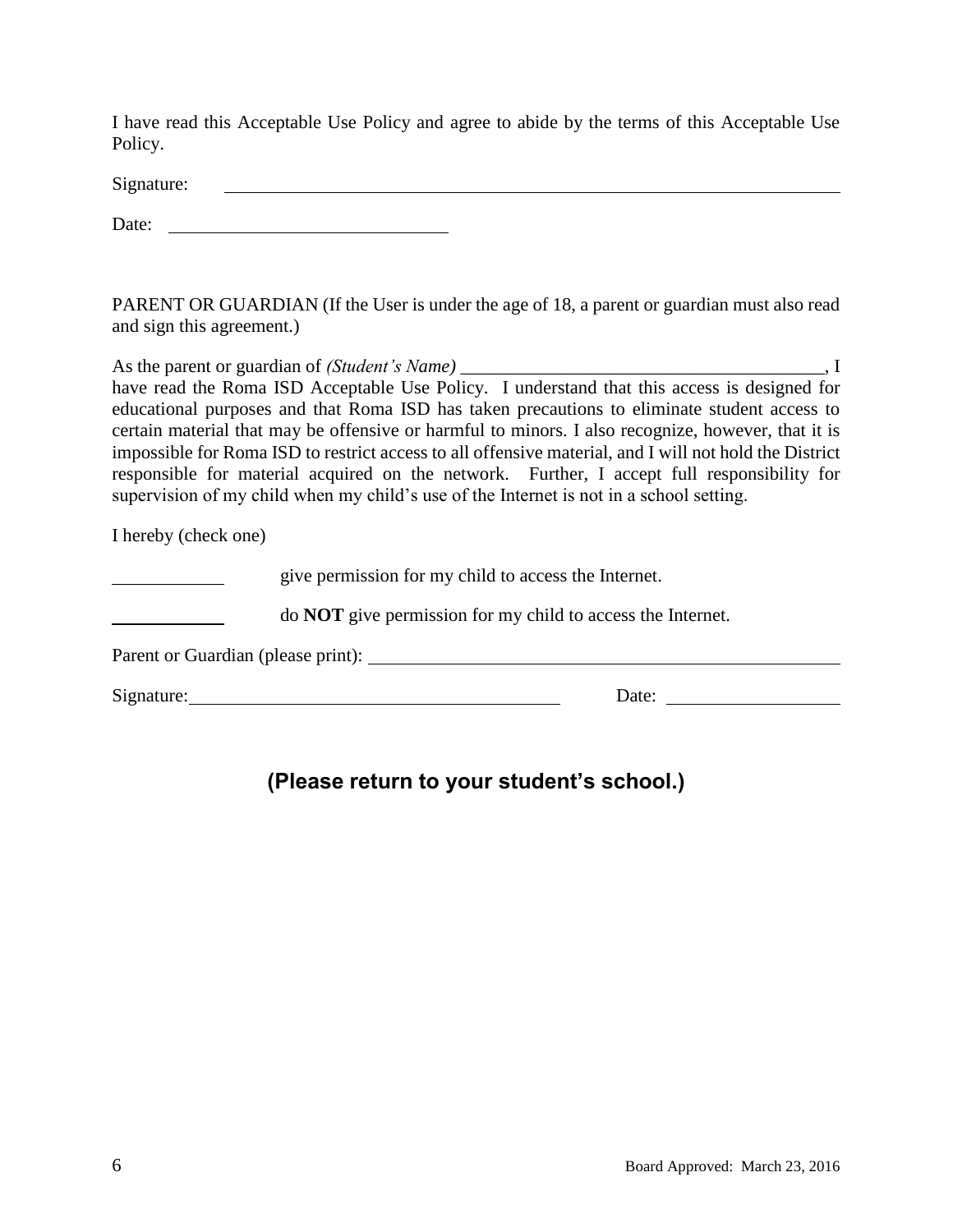I have read this Acceptable Use Policy and agree to abide by the terms of this Acceptable Use Policy.

Signature: ______________________________________________________________

Date: ______________________________

PARENT OR GUARDIAN (If the User is under the age of 18, a parent or guardian must also read and sign this agreement.)

As the parent or guardian of *(Student's Name)* ______________________________________, I have read the Roma ISD Acceptable Use Policy. I understand that this access is designed for educational purposes and that Roma ISD has taken precautions to eliminate student access to certain material that may be offensive or harmful to minors. I also recognize, however, that it is impossible for Roma ISD to restrict access to all offensive material, and I will not hold the District responsible for material acquired on the network. Further, I accept full responsibility for supervision of my child when my child's use of the Internet is not in a school setting.

I hereby (check one)

____________ give permission for my child to access the Internet.

____________ do **NOT** give permission for my child to access the Internet.

Parent or Guardian (please print): ____________________________________________________

Signature: ________________________________________ Date: ____________________

## (Please return to your student's school.)

Board Approved: March 23, 2016